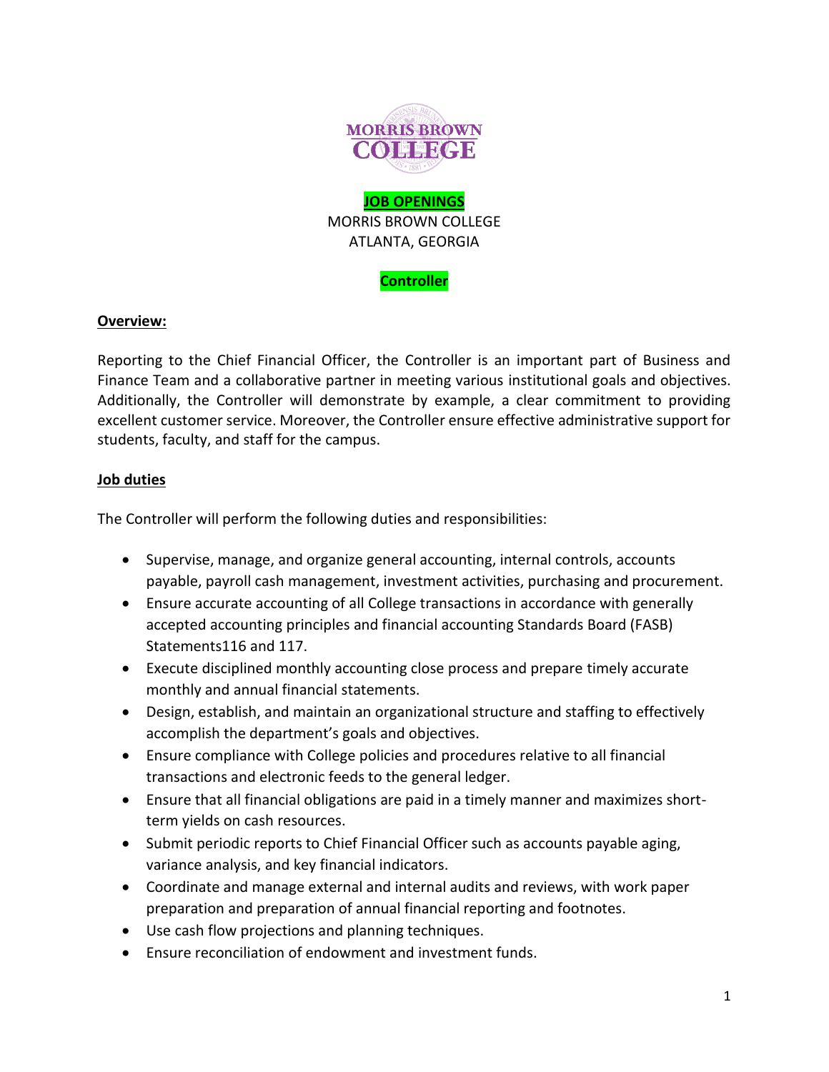**JOB OPENINGS**

MORRIS BROWN COLLEGE
ATLANTA, GEORGIA

**Controller**

**Overview:**

Reporting to the Chief Financial Officer, the Controller is an important part of Business and Finance Team and a collaborative partner in meeting various institutional goals and objectives. Additionally, the Controller will demonstrate by example, a clear commitment to providing excellent customer service. Moreover, the Controller ensure effective administrative support for students, faculty, and staff for the campus.

**Job duties**

The Controller will perform the following duties and responsibilities:

- Supervise, manage, and organize general accounting, internal controls, accounts payable, payroll cash management, investment activities, purchasing and procurement.
- Ensure accurate accounting of all College transactions in accordance with generally accepted accounting principles and financial accounting Standards Board (FASB) Statements116 and 117.
- Execute disciplined monthly accounting close process and prepare timely accurate monthly and annual financial statements.
- Design, establish, and maintain an organizational structure and staffing to effectively accomplish the department's goals and objectives.
- Ensure compliance with College policies and procedures relative to all financial transactions and electronic feeds to the general ledger.
- Ensure that all financial obligations are paid in a timely manner and maximizes short-term yields on cash resources.
- Submit periodic reports to Chief Financial Officer such as accounts payable aging, variance analysis, and key financial indicators.
- Coordinate and manage external and internal audits and reviews, with work paper preparation and preparation of annual financial reporting and footnotes.
- Use cash flow projections and planning techniques.
- Ensure reconciliation of endowment and investment funds.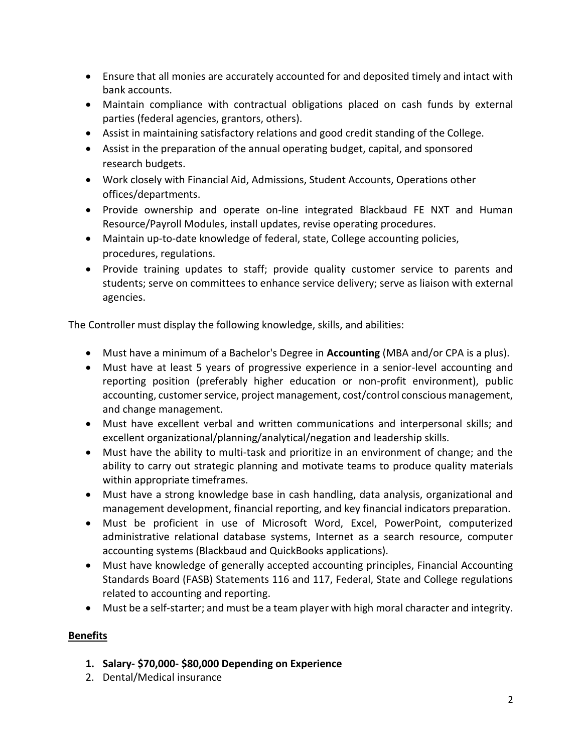- Ensure that all monies are accurately accounted for and deposited timely and intact with bank accounts.
- Maintain compliance with contractual obligations placed on cash funds by external parties (federal agencies, grantors, others).
- Assist in maintaining satisfactory relations and good credit standing of the College.
- Assist in the preparation of the annual operating budget, capital, and sponsored research budgets.
- Work closely with Financial Aid, Admissions, Student Accounts, Operations other offices/departments.
- Provide ownership and operate on-line integrated Blackbaud FE NXT and Human Resource/Payroll Modules, install updates, revise operating procedures.
- Maintain up-to-date knowledge of federal, state, College accounting policies, procedures, regulations.
- Provide training updates to staff; provide quality customer service to parents and students; serve on committees to enhance service delivery; serve as liaison with external agencies.

The Controller must display the following knowledge, skills, and abilities:

- Must have a minimum of a Bachelor's Degree in **Accounting** (MBA and/or CPA is a plus).
- Must have at least 5 years of progressive experience in a senior-level accounting and reporting position (preferably higher education or non-profit environment), public accounting, customer service, project management, cost/control conscious management, and change management.
- Must have excellent verbal and written communications and interpersonal skills; and excellent organizational/planning/analytical/negation and leadership skills.
- Must have the ability to multi-task and prioritize in an environment of change; and the ability to carry out strategic planning and motivate teams to produce quality materials within appropriate timeframes.
- Must have a strong knowledge base in cash handling, data analysis, organizational and management development, financial reporting, and key financial indicators preparation.
- Must be proficient in use of Microsoft Word, Excel, PowerPoint, computerized administrative relational database systems, Internet as a search resource, computer accounting systems (Blackbaud and QuickBooks applications).
- Must have knowledge of generally accepted accounting principles, Financial Accounting Standards Board (FASB) Statements 116 and 117, Federal, State and College regulations related to accounting and reporting.
- Must be a self-starter; and must be a team player with high moral character and integrity.

**Benefits**

1. **Salary- $70,000- $80,000 Depending on Experience**
2. Dental/Medical insurance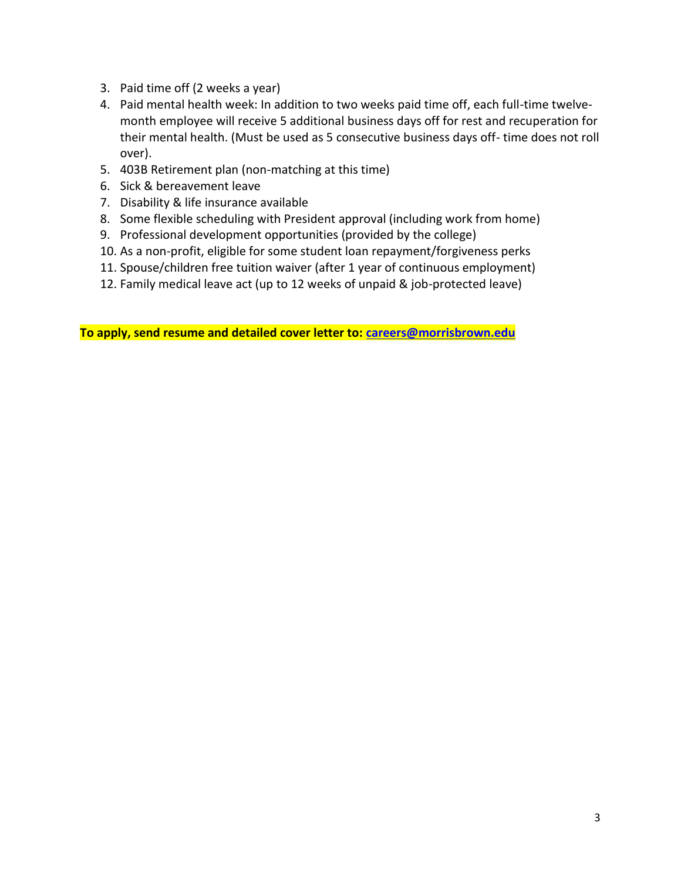3. Paid time off (2 weeks a year)
4. Paid mental health week: In addition to two weeks paid time off, each full-time twelve-month employee will receive 5 additional business days off for rest and recuperation for their mental health. (Must be used as 5 consecutive business days off- time does not roll over).
5. 403B Retirement plan (non-matching at this time)
6. Sick & bereavement leave
7. Disability & life insurance available
8. Some flexible scheduling with President approval (including work from home)
9. Professional development opportunities (provided by the college)
10. As a non-profit, eligible for some student loan repayment/forgiveness perks
11. Spouse/children free tuition waiver (after 1 year of continuous employment)
12. Family medical leave act (up to 12 weeks of unpaid & job-protected leave)

**To apply, send resume and detailed cover letter to: careers@morrisbrown.edu**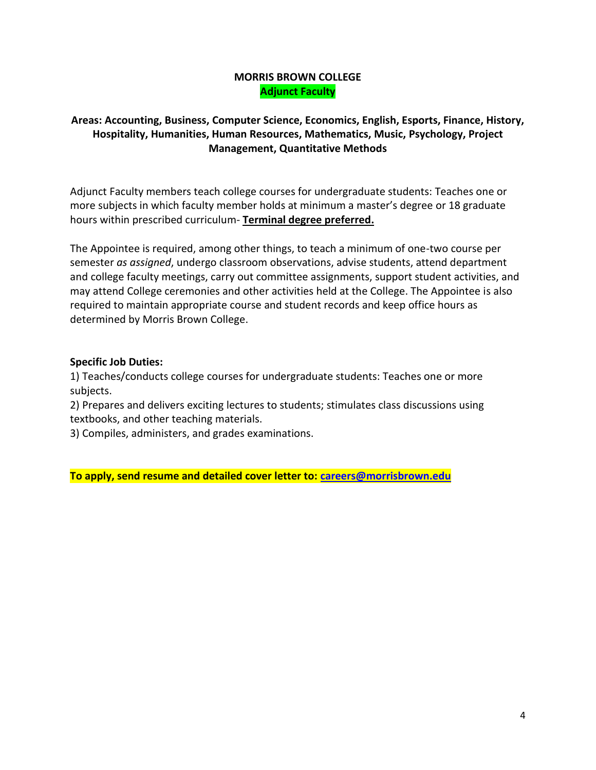# MORRIS BROWN COLLEGE

## Adjunct Faculty

**Areas: Accounting, Business, Computer Science, Economics, English, Esports, Finance, History, Hospitality, Humanities, Human Resources, Mathematics, Music, Psychology, Project Management, Quantitative Methods**

Adjunct Faculty members teach college courses for undergraduate students: Teaches one or more subjects in which faculty member holds at minimum a master's degree or 18 graduate hours within prescribed curriculum- **Terminal degree preferred.**

The Appointee is required, among other things, to teach a minimum of one-two course per semester *as assigned*, undergo classroom observations, advise students, attend department and college faculty meetings, carry out committee assignments, support student activities, and may attend College ceremonies and other activities held at the College. The Appointee is also required to maintain appropriate course and student records and keep office hours as determined by Morris Brown College.

**Specific Job Duties:**

1) Teaches/conducts college courses for undergraduate students: Teaches one or more subjects.
2) Prepares and delivers exciting lectures to students; stimulates class discussions using textbooks, and other teaching materials.
3) Compiles, administers, and grades examinations.

**To apply, send resume and detailed cover letter to: careers@morrisbrown.edu**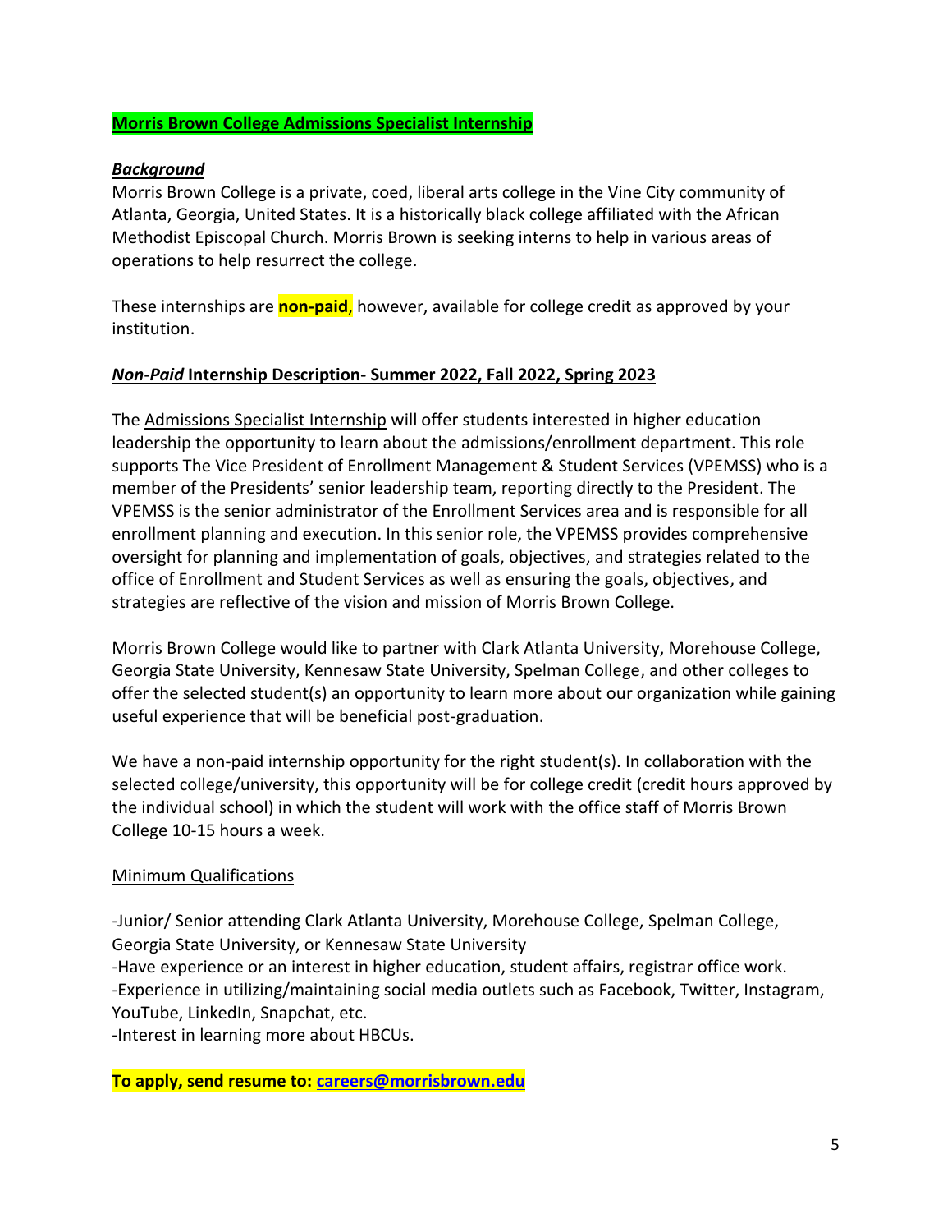**Morris Brown College Admissions Specialist Internship**

***Background***

Morris Brown College is a private, coed, liberal arts college in the Vine City community of Atlanta, Georgia, United States. It is a historically black college affiliated with the African Methodist Episcopal Church. Morris Brown is seeking interns to help in various areas of operations to help resurrect the college.

These internships are **non-paid**, however, available for college credit as approved by your institution.

***Non-Paid* Internship Description- Summer 2022, Fall 2022, Spring 2023**

The Admissions Specialist Internship will offer students interested in higher education leadership the opportunity to learn about the admissions/enrollment department. This role supports The Vice President of Enrollment Management & Student Services (VPEMSS) who is a member of the Presidents' senior leadership team, reporting directly to the President. The VPEMSS is the senior administrator of the Enrollment Services area and is responsible for all enrollment planning and execution. In this senior role, the VPEMSS provides comprehensive oversight for planning and implementation of goals, objectives, and strategies related to the office of Enrollment and Student Services as well as ensuring the goals, objectives, and strategies are reflective of the vision and mission of Morris Brown College.

Morris Brown College would like to partner with Clark Atlanta University, Morehouse College, Georgia State University, Kennesaw State University, Spelman College, and other colleges to offer the selected student(s) an opportunity to learn more about our organization while gaining useful experience that will be beneficial post-graduation.

We have a non-paid internship opportunity for the right student(s). In collaboration with the selected college/university, this opportunity will be for college credit (credit hours approved by the individual school) in which the student will work with the office staff of Morris Brown College 10-15 hours a week.

Minimum Qualifications

-Junior/ Senior attending Clark Atlanta University, Morehouse College, Spelman College, Georgia State University, or Kennesaw State University
-Have experience or an interest in higher education, student affairs, registrar office work.
-Experience in utilizing/maintaining social media outlets such as Facebook, Twitter, Instagram, YouTube, LinkedIn, Snapchat, etc.
-Interest in learning more about HBCUs.

**To apply, send resume to: careers@morrisbrown.edu**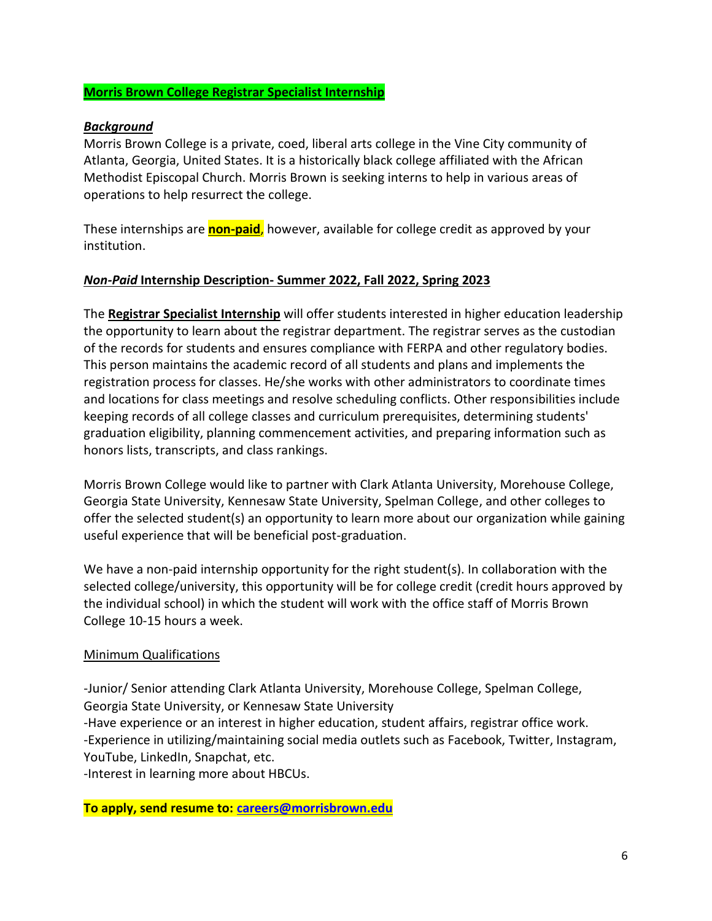## **Morris Brown College Registrar Specialist Internship**

***Background***

Morris Brown College is a private, coed, liberal arts college in the Vine City community of Atlanta, Georgia, United States. It is a historically black college affiliated with the African Methodist Episcopal Church. Morris Brown is seeking interns to help in various areas of operations to help resurrect the college.

These internships are **non-paid**, however, available for college credit as approved by your institution.

### ***Non-Paid*** **Internship Description- Summer 2022, Fall 2022, Spring 2023**

The **Registrar Specialist Internship** will offer students interested in higher education leadership the opportunity to learn about the registrar department. The registrar serves as the custodian of the records for students and ensures compliance with FERPA and other regulatory bodies. This person maintains the academic record of all students and plans and implements the registration process for classes. He/she works with other administrators to coordinate times and locations for class meetings and resolve scheduling conflicts. Other responsibilities include keeping records of all college classes and curriculum prerequisites, determining students' graduation eligibility, planning commencement activities, and preparing information such as honors lists, transcripts, and class rankings.

Morris Brown College would like to partner with Clark Atlanta University, Morehouse College, Georgia State University, Kennesaw State University, Spelman College, and other colleges to offer the selected student(s) an opportunity to learn more about our organization while gaining useful experience that will be beneficial post-graduation.

We have a non-paid internship opportunity for the right student(s). In collaboration with the selected college/university, this opportunity will be for college credit (credit hours approved by the individual school) in which the student will work with the office staff of Morris Brown College 10-15 hours a week.

Minimum Qualifications

-Junior/ Senior attending Clark Atlanta University, Morehouse College, Spelman College, Georgia State University, or Kennesaw State University
-Have experience or an interest in higher education, student affairs, registrar office work.
-Experience in utilizing/maintaining social media outlets such as Facebook, Twitter, Instagram, YouTube, LinkedIn, Snapchat, etc.
-Interest in learning more about HBCUs.

**To apply, send resume to: careers@morrisbrown.edu**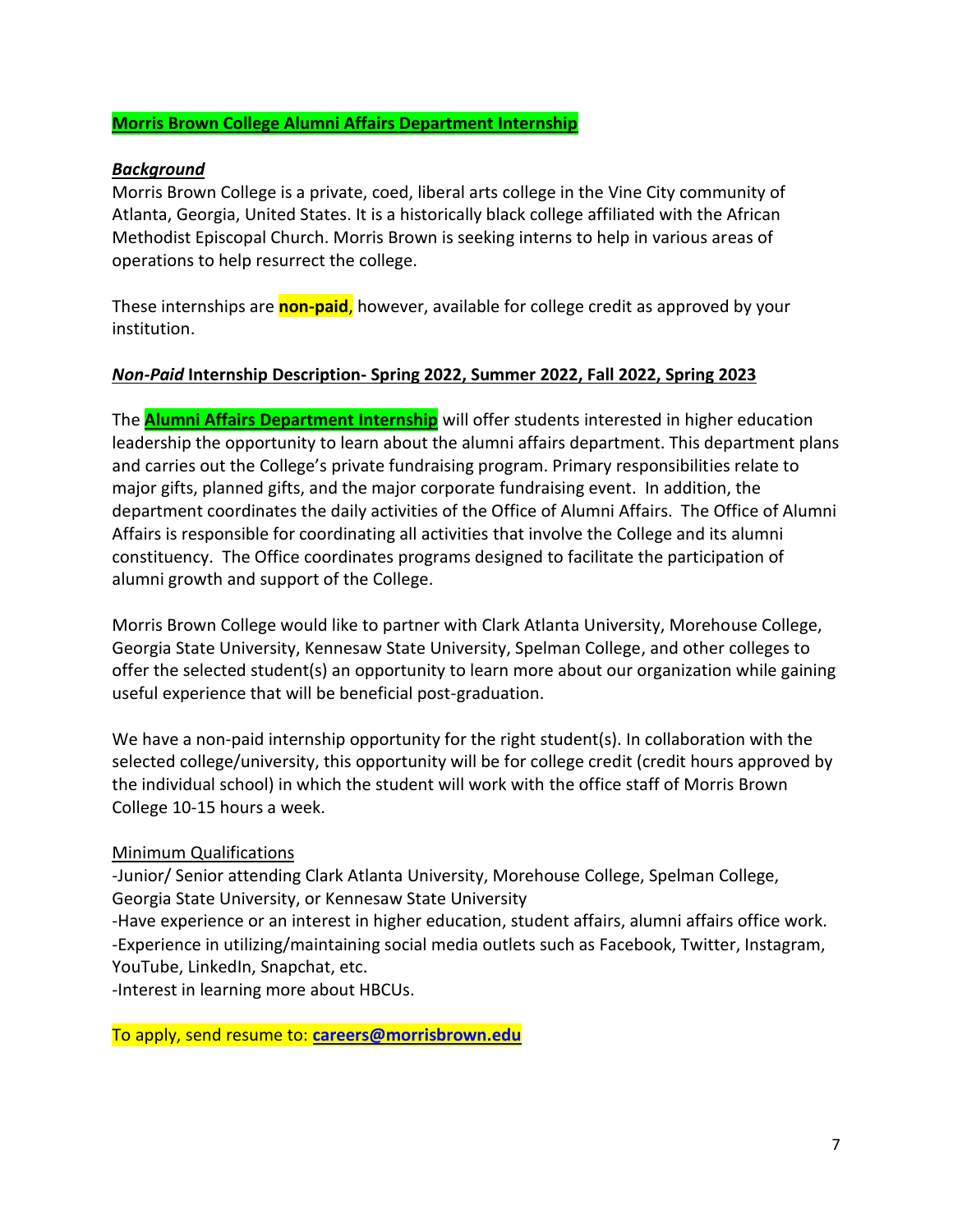**Morris Brown College Alumni Affairs Department Internship**

***Background***

Morris Brown College is a private, coed, liberal arts college in the Vine City community of Atlanta, Georgia, United States. It is a historically black college affiliated with the African Methodist Episcopal Church. Morris Brown is seeking interns to help in various areas of operations to help resurrect the college.

These internships are **non-paid**, however, available for college credit as approved by your institution.

***Non-Paid* Internship Description- Spring 2022, Summer 2022, Fall 2022, Spring 2023**

The **Alumni Affairs Department Internship** will offer students interested in higher education leadership the opportunity to learn about the alumni affairs department. This department plans and carries out the College's private fundraising program. Primary responsibilities relate to major gifts, planned gifts, and the major corporate fundraising event. In addition, the department coordinates the daily activities of the Office of Alumni Affairs. The Office of Alumni Affairs is responsible for coordinating all activities that involve the College and its alumni constituency. The Office coordinates programs designed to facilitate the participation of alumni growth and support of the College.

Morris Brown College would like to partner with Clark Atlanta University, Morehouse College, Georgia State University, Kennesaw State University, Spelman College, and other colleges to offer the selected student(s) an opportunity to learn more about our organization while gaining useful experience that will be beneficial post-graduation.

We have a non-paid internship opportunity for the right student(s). In collaboration with the selected college/university, this opportunity will be for college credit (credit hours approved by the individual school) in which the student will work with the office staff of Morris Brown College 10-15 hours a week.

Minimum Qualifications

-Junior/ Senior attending Clark Atlanta University, Morehouse College, Spelman College, Georgia State University, or Kennesaw State University

-Have experience or an interest in higher education, student affairs, alumni affairs office work.

-Experience in utilizing/maintaining social media outlets such as Facebook, Twitter, Instagram, YouTube, LinkedIn, Snapchat, etc.

-Interest in learning more about HBCUs.

To apply, send resume to: **careers@morrisbrown.edu**